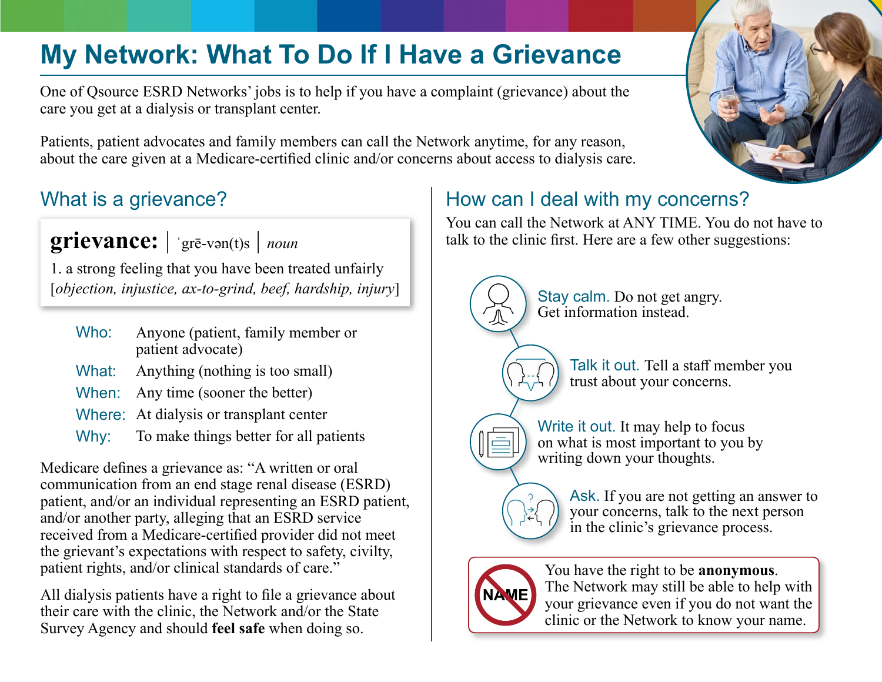# My Network: What To Do If I Have a Grievance

One of Qsource ESRD Networks' jobs is to help if you have a complaint (grievance) about the care you get at a dialysis or transplant center.

Patients, patient advocates and family members can call the Network anytime, for any reason, about the care given at a Medicare-certified clinic and/or concerns about access to dialysis care.

## What is a grievance?

> **grievance:** | ˈgrē-vən(t)s | *noun*
>
> 1. a strong feeling that you have been treated unfairly
> [*objection, injustice, ax-to-grind, beef, hardship, injury*]

| | |
|---|---|
| Who: | Anyone (patient, family member or patient advocate) |
| What: | Anything (nothing is too small) |
| When: | Any time (sooner the better) |
| Where: | At dialysis or transplant center |
| Why: | To make things better for all patients |

Medicare defines a grievance as: "A written or oral communication from an end stage renal disease (ESRD) patient, and/or an individual representing an ESRD patient, and/or another party, alleging that an ESRD service received from a Medicare-certified provider did not meet the grievant's expectations with respect to safety, civility, patient rights, and/or clinical standards of care."

All dialysis patients have a right to file a grievance about their care with the clinic, the Network and/or the State Survey Agency and should **feel safe** when doing so.

## How can I deal with my concerns?

You can call the Network at ANY TIME. You do not have to talk to the clinic first. Here are a few other suggestions:

- **Stay calm.** Do not get angry. Get information instead.
- **Talk it out.** Tell a staff member you trust about your concerns.
- **Write it out.** It may help to focus on what is most important to you by writing down your thoughts.
- **Ask.** If you are not getting an answer to your concerns, talk to the next person in the clinic's grievance process.

NAME

You have the right to be **anonymous**. The Network may still be able to help with your grievance even if you do not want the clinic or the Network to know your name.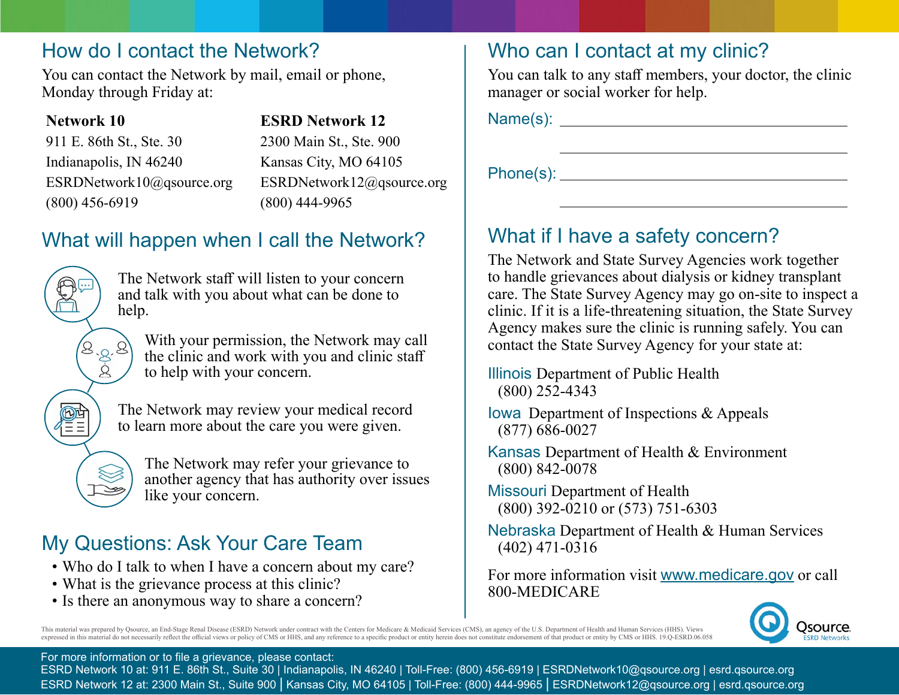## How do I contact the Network?

You can contact the Network by mail, email or phone, Monday through Friday at:

**Network 10**
911 E. 86th St., Ste. 30
Indianapolis, IN 46240
ESRDNetwork10@qsource.org
(800) 456-6919

**ESRD Network 12**
2300 Main St., Ste. 900
Kansas City, MO 64105
ESRDNetwork12@qsource.org
(800) 444-9965

## What will happen when I call the Network?

The Network staff will listen to your concern and talk with you about what can be done to help.

With your permission, the Network may call the clinic and work with you and clinic staff to help with your concern.

The Network may review your medical record to learn more about the care you were given.

The Network may refer your grievance to another agency that has authority over issues like your concern.

## My Questions: Ask Your Care Team

- Who do I talk to when I have a concern about my care?
- What is the grievance process at this clinic?
- Is there an anonymous way to share a concern?

## Who can I contact at my clinic?

You can talk to any staff members, your doctor, the clinic manager or social worker for help.

Name(s): ______________________________

______________________________

Phone(s): ______________________________

______________________________

## What if I have a safety concern?

The Network and State Survey Agencies work together to handle grievances about dialysis or kidney transplant care. The State Survey Agency may go on-site to inspect a clinic. If it is a life-threatening situation, the State Survey Agency makes sure the clinic is running safely. You can contact the State Survey Agency for your state at:

Illinois Department of Public Health
(800) 252-4343

Iowa Department of Inspections & Appeals
(877) 686-0027

Kansas Department of Health & Environment
(800) 842-0078

Missouri Department of Health
(800) 392-0210 or (573) 751-6303

Nebraska Department of Health & Human Services
(402) 471-0316

For more information visit www.medicare.gov or call 800-MEDICARE

This material was prepared by Qsource, an End-Stage Renal Disease (ESRD) Network under contract with the Centers for Medicare & Medicaid Services (CMS), an agency of the U.S. Department of Health and Human Services (HHS). Views expressed in this material do not necessarily reflect the official views or policy of CMS or HHS, and any reference to a specific product or entity herein does not constitute endorsement of that product or entity by CMS or HHS. 19.Q-ESRD.06.058

Qsource. ESRD Networks

For more information or to file a grievance, please contact:
ESRD Network 10 at: 911 E. 86th St., Suite 30 | Indianapolis, IN 46240 | Toll-Free: (800) 456-6919 | ESRDNetwork10@qsource.org | esrd.qsource.org
ESRD Network 12 at: 2300 Main St., Suite 900 | Kansas City, MO 64105 | Toll-Free: (800) 444-9965 | ESRDNetwork12@qsource.org | esrd.qsource.org